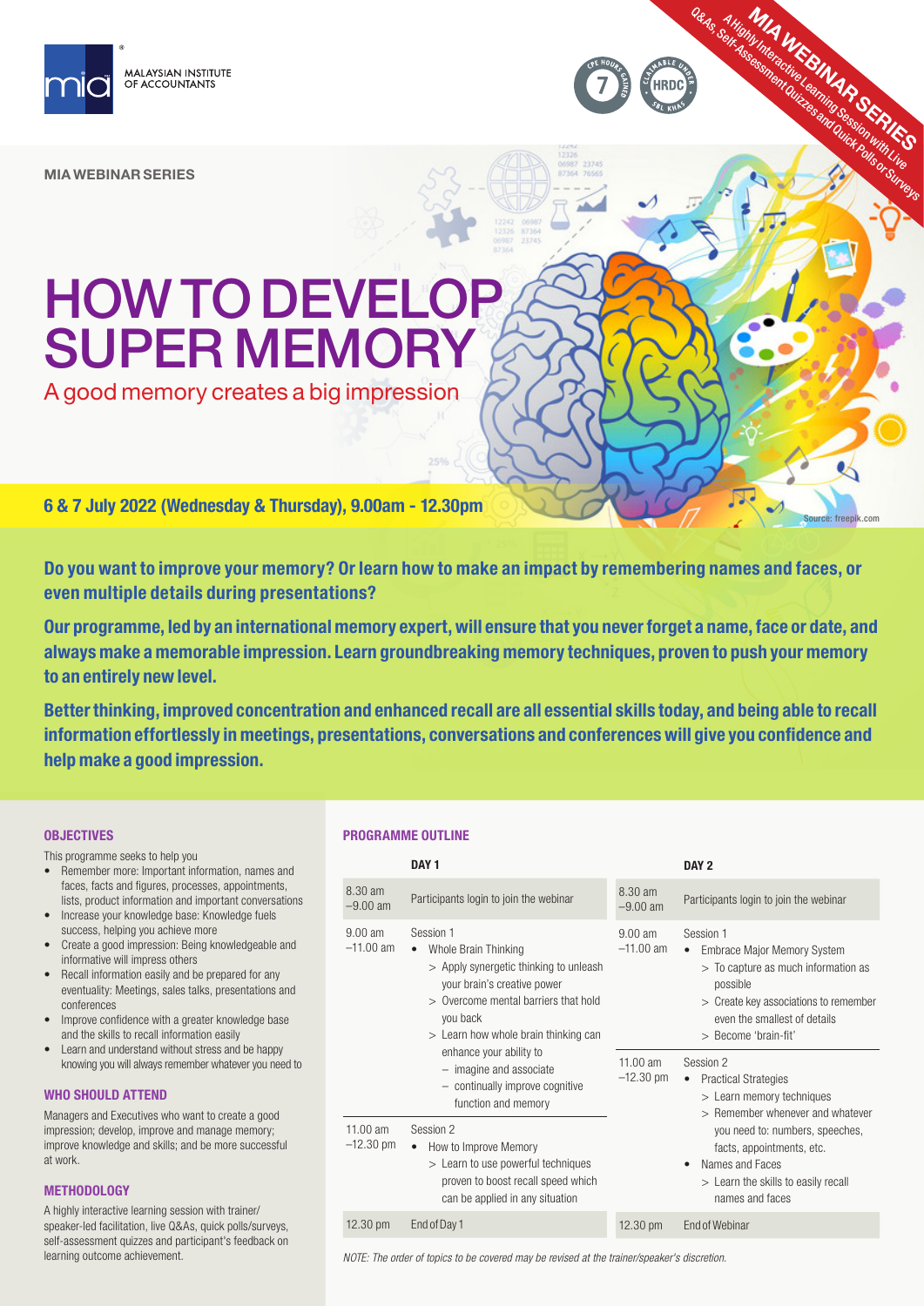MALAYSIAN INSTITUTE OF ACCOUNTANTS

7 CPE HOURS GAINED · CLAIMABLE UNDER HRDC SBL KHAS

**MIA WEBINAR SERIES**
A Highly Interactive Learning Session with Live Q&As, Self-Assessment Quizzes and Quick Polls or Surveys

**MIA WEBINAR SERIES**

# HOW TO DEVELOP SUPER MEMORY

A good memory creates a big impression

**6 & 7 July 2022 (Wednesday & Thursday), 9.00am - 12.30pm**

Source: freepik.com

**Do you want to improve your memory? Or learn how to make an impact by remembering names and faces, or even multiple details during presentations?**

**Our programme, led by an international memory expert, will ensure that you never forget a name, face or date, and always make a memorable impression. Learn groundbreaking memory techniques, proven to push your memory to an entirely new level.**

**Better thinking, improved concentration and enhanced recall are all essential skills today, and being able to recall information effortlessly in meetings, presentations, conversations and conferences will give you confidence and help make a good impression.**

## OBJECTIVES

This programme seeks to help you

- Remember more: Important information, names and faces, facts and figures, processes, appointments, lists, product information and important conversations
- Increase your knowledge base: Knowledge fuels success, helping you achieve more
- Create a good impression: Being knowledgeable and informative will impress others
- Recall information easily and be prepared for any eventuality: Meetings, sales talks, presentations and conferences
- Improve confidence with a greater knowledge base and the skills to recall information easily
- Learn and understand without stress and be happy knowing you will always remember whatever you need to

## WHO SHOULD ATTEND

Managers and Executives who want to create a good impression; develop, improve and manage memory; improve knowledge and skills; and be more successful at work.

## METHODOLOGY

A highly interactive learning session with trainer/speaker-led facilitation, live Q&As, quick polls/surveys, self-assessment quizzes and participant's feedback on learning outcome achievement.

## PROGRAMME OUTLINE

**DAY 1**

| Time | Content |
|---|---|
| 8.30 am –9.00 am | Participants login to join the webinar |
| 9.00 am –11.00 am | Session 1<br>• Whole Brain Thinking<br>> Apply synergetic thinking to unleash your brain's creative power<br>> Overcome mental barriers that hold you back<br>> Learn how whole brain thinking can enhance your ability to<br>– imagine and associate<br>– continually improve cognitive function and memory |
| 11.00 am –12.30 pm | Session 2<br>• How to Improve Memory<br>> Learn to use powerful techniques proven to boost recall speed which can be applied in any situation |
| 12.30 pm | End of Day 1 |

**DAY 2**

| Time | Content |
|---|---|
| 8.30 am –9.00 am | Participants login to join the webinar |
| 9.00 am –11.00 am | Session 1<br>• Embrace Major Memory System<br>> To capture as much information as possible<br>> Create key associations to remember even the smallest of details<br>> Become 'brain-fit' |
| 11.00 am –12.30 pm | Session 2<br>• Practical Strategies<br>> Learn memory techniques<br>> Remember whenever and whatever you need to: numbers, speeches, facts, appointments, etc.<br>• Names and Faces<br>> Learn the skills to easily recall names and faces |
| 12.30 pm | End of Webinar |

*NOTE: The order of topics to be covered may be revised at the trainer/speaker's discretion.*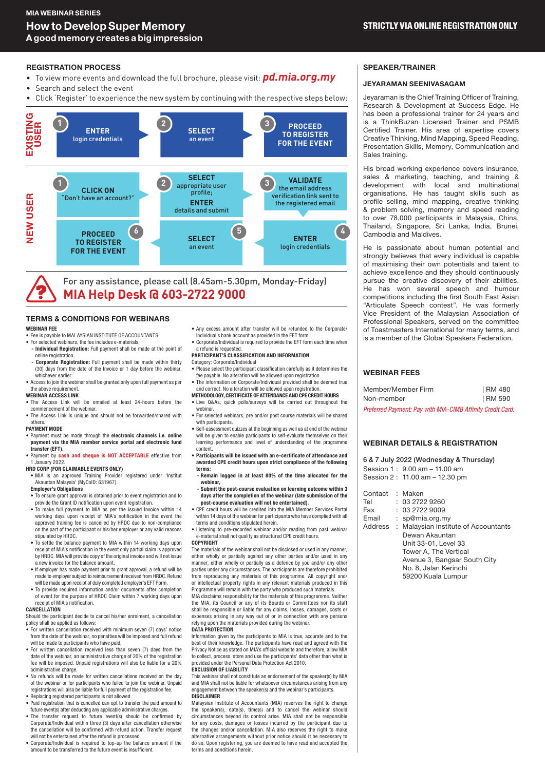MIA WEBINAR SERIES

# How to Develop Super Memory

## A good memory creates a big impression

**STRICTLY VIA ONLINE REGISTRATION ONLY**

### REGISTRATION PROCESS

- To view more events and download the full brochure, please visit: **pd.mia.org.my**
- Search and select the event
- Click 'Register' to experience the new system by continuing with the respective steps below:

**EXISTING USER**

1. **ENTER** login credentials
2. **SELECT** an event
3. **PROCEED TO REGISTER FOR THE EVENT**

**NEW USER**

1. **CLICK ON** "Don't have an account?"
2. **SELECT** appropriate user profile; **ENTER** details and submit
3. **VALIDATE** the email address verification link sent to the registered email
4. **ENTER** login credentials
5. **SELECT** an event
6. **PROCEED TO REGISTER FOR THE EVENT**

For any assistance, please call (8.45am-5.30pm, Monday-Friday)
**MIA Help Desk @ 603-2722 9000**

### TERMS & CONDITIONS FOR WEBINARS

**WEBINAR FEE**

- Fee is payable to MALAYSIAN INSTITUTE OF ACCOUNTANTS
- For selected webinars, the fee includes e-materials.
  - **Individual Registration:** Full payment shall be made at the point of online registration.
  - **Corporate Registration:** Full payment shall be made within thirty (30) days from the date of the Invoice or 1 day before the webinar, whichever earlier.
- Access to join the webinar shall be granted only upon full payment as per the above requirement.

**WEBINAR ACCESS LINK**

- The Access Link will be emailed at least 24-hours before the commencement of the webinar.
- The Access Link is unique and should not be forwarded/shared with others.

**PAYMENT MODE**

- Payment must be made through the **electronic channels i.e. online payment via the MIA member service portal and electronic fund transfer (EFT)**.
- Payment by **cash and cheque is NOT ACCEPTABLE** effective from 1 January 2022.

**HRD CORP (FOR CLAIMABLE EVENTS ONLY)**

- MIA is an approved Training Provider registered under 'Institut Akauntan Malaysia' (MyCoID: 631967).

**Employer's Obligations**

- To ensure grant approval is obtained prior to event registration and to provide the Grant ID notification upon event registration.
- To make full payment to MIA as per the issued Invoice within 14 working days upon receipt of MIA's notification in the event the approved training fee is cancelled by HRDC due to non-compliance on the part of the participant or his/her employer or any valid reasons stipulated by HRDC.
- To settle the balance payment to MIA within 14 working days upon receipt of MIA's notification in the event only partial claim is approved by HRDC. MIA will provide copy of the original invoice and will not issue a new invoice for the balance amount.
- If employer has made payment prior to grant approval, a refund will be made to employer subject to reimbursement received from HRDC. Refund will be made upon receipt of duly completed employer's EFT Form.
- To provide required information and/or documents after completion of event for the purpose of HRDC Claim within 7 working days upon receipt of MIA's notification.

**CANCELLATION**

Should the participant decide to cancel his/her enrolment, a cancellation policy shall be applied as follows:

- For written cancellation received with minimum seven (7) days' notice from the date of the webinar, no penalties will be imposed and full refund will be made to participants who have paid.
- For written cancellation received less than seven (7) days from the date of the webinar, an administrative charge of 20% of the registration fee will be imposed. Unpaid registrations will also be liable for a 20% administrative charge.
- No refunds will be made for written cancellations received on the day of the webinar or for participants who failed to join the webinar. Unpaid registrations will also be liable for full payment of the registration fee.
- Replacing registered participants is not allowed.
- Paid registration that is cancelled can opt to transfer the paid amount to future event(s) after deducting any applicable administrative charges.
- The transfer request to future event(s) should be confirmed by Corporate/Individual within three (3) days after cancellation otherwise the cancellation will be confirmed with refund action. Transfer request will not be entertained after the refund is processed.
- Corporate/Individual is required to top-up the balance amount if the amount to be transferred to the future event is insufficient.
- Any excess amount after transfer will be refunded to the Corporate/ Individual's bank account as provided in the EFT form.
- Corporate/Individual is required to provide the EFT form each time when a refund is requested.

**PARTICIPANT'S CLASSIFICATION AND INFORMATION**

Category: Corporate/Individual

- Please select the participant classification carefully as it determines the fee payable. No alteration will be allowed upon registration.
- The information on Corporate/Individual provided shall be deemed true and correct. No alteration will be allowed upon registration.

**METHODOLOGY, CERTIFICATE OF ATTENDANCE AND CPE CREDIT HOURS**

- Live Q&As, quick polls/surveys will be carried out throughout the webinar.
- For selected webinars, pre and/or post course materials will be shared with participants.
- Self-assessment quizzes at the beginning as well as at end of the webinar will be given to enable participants to self-evaluate themselves on their learning performance and level of understanding of the programme content.
- **Participants will be issued with an e-certificate of attendance and awarded CPE credit hours upon strict compliance of the following terms:**
  - **Remain logged in at least 80% of the time allocated for the webinar,**
  - **Submit the post-course evaluation on learning outcome within 3 days after the completion of the webinar (late submission of the post-course evaluation will not be entertained).**
- CPE credit hours will be credited into the MIA Member Services Portal within 14 days of the webinar for participants who have complied with all terms and conditions stipulated herein.
- Listening to pre-recorded webinar and/or reading from past webinar e-material shall not qualify as structured CPE credit hours.

**COPYRIGHT**

The materials of the webinar shall not be disclosed or used in any manner, either wholly or partially against any other parties and/or used in any manner, either wholly or partially as a defence by you and/or any other parties under any circumstances. The participants are therefore prohibited from reproducing any materials of this programme. All copyright and/ or intellectual property rights in any relevant materials produced in this Programme will remain with the party who produced such materials.

MIA disclaims responsibility for the materials of this programme. Neither the MIA, its Council or any of its Boards or Committees nor its staff shall be responsible or liable for any claims, losses, damages, costs or expenses arising in any way out of or in connection with any persons relying upon the materials provided during the webinar.

**DATA PROTECTION**

Information given by the participants to MIA is true, accurate and to the best of their knowledge. The participants have read and agreed with the Privacy Notice as stated on MIA's official website and therefore, allow MIA to collect, process, store and use the participants' data other than what is provided under the Personal Data Protection Act 2010.

**EXCLUSION OF LIABILITY**

This webinar shall not constitute an endorsement of the speaker(s) by MIA and MIA shall not be liable for whatsoever circumstances arising from any engagement between the speaker(s) and the webinar's participants.

**DISCLAIMER**

Malaysian Institute of Accountants (MIA) reserves the right to change the speaker(s), date(s), time(s) and to cancel the webinar should circumstances beyond its control arise. MIA shall not be responsible for any costs, damages or losses incurred by the participant due to the changes and/or cancellation. MIA also reserves the right to make alternative arrangements without prior notice should it be necessary to do so. Upon registering, you are deemed to have read and accepted the terms and conditions herein.

### SPEAKER/TRAINER

**JEYARAMAN SEENIVASAGAM**

Jeyaraman is the Chief Training Officer of Training, Research & Development at Success Edge. He has been a professional trainer for 24 years and is a ThinkBuzan Licensed Trainer and PSMB Certified Trainer. His area of expertise covers Creative Thinking, Mind Mapping, Speed Reading, Presentation Skills, Memory, Communication and Sales training.

His broad working experience covers insurance, sales & marketing, technology, and training & development with local and multinational organisations. He has taught skills such as profile selling, mind mapping, creative thinking & problem solving, memory and speed reading to over 78,000 participants in Malaysia, China, Thailand, Singapore, Sri Lanka, India, Brunei, Cambodia and Maldives.

He is passionate about human potential and strongly believes that every individual is capable of maximising their own potentials and talent to achieve excellence and they should continuously pursue the creative discovery of their abilities. He has won several speech and humour competitions including the first South East Asian "Articulate Speech contest". He was formerly Vice President of the Malaysian Association of Professional Speakers, served on the committee of Toastmasters International for many terms, and is a member of the Global Speakers Federation.

### WEBINAR FEES

| | |
|---|---|
| Member/Member Firm | RM 480 |
| Non-member | RM 590 |

*Preferred Payment: Pay with MIA-CIMB Affinity Credit Card.*

### WEBINAR DETAILS & REGISTRATION

6 & 7 July 2022 (Wednesday & Thursday)
Session 1 : 9.00 am – 11.00 am
Session 2 : 11.00 am – 12.30 pm

| | |
|---|---|
| Contact | : Maken |
| Tel | : 03 2722 9260 |
| Fax | : 03 2722 9009 |
| Email | : sp@mia.org.my |
| Address | : Malaysian Institute of Accountants<br>Dewan Akauntan<br>Unit 33-01, Level 33<br>Tower A, The Vertical<br>Avenue 3, Bangsar South City<br>No. 8, Jalan Kerinchi<br>59200 Kuala Lumpur |